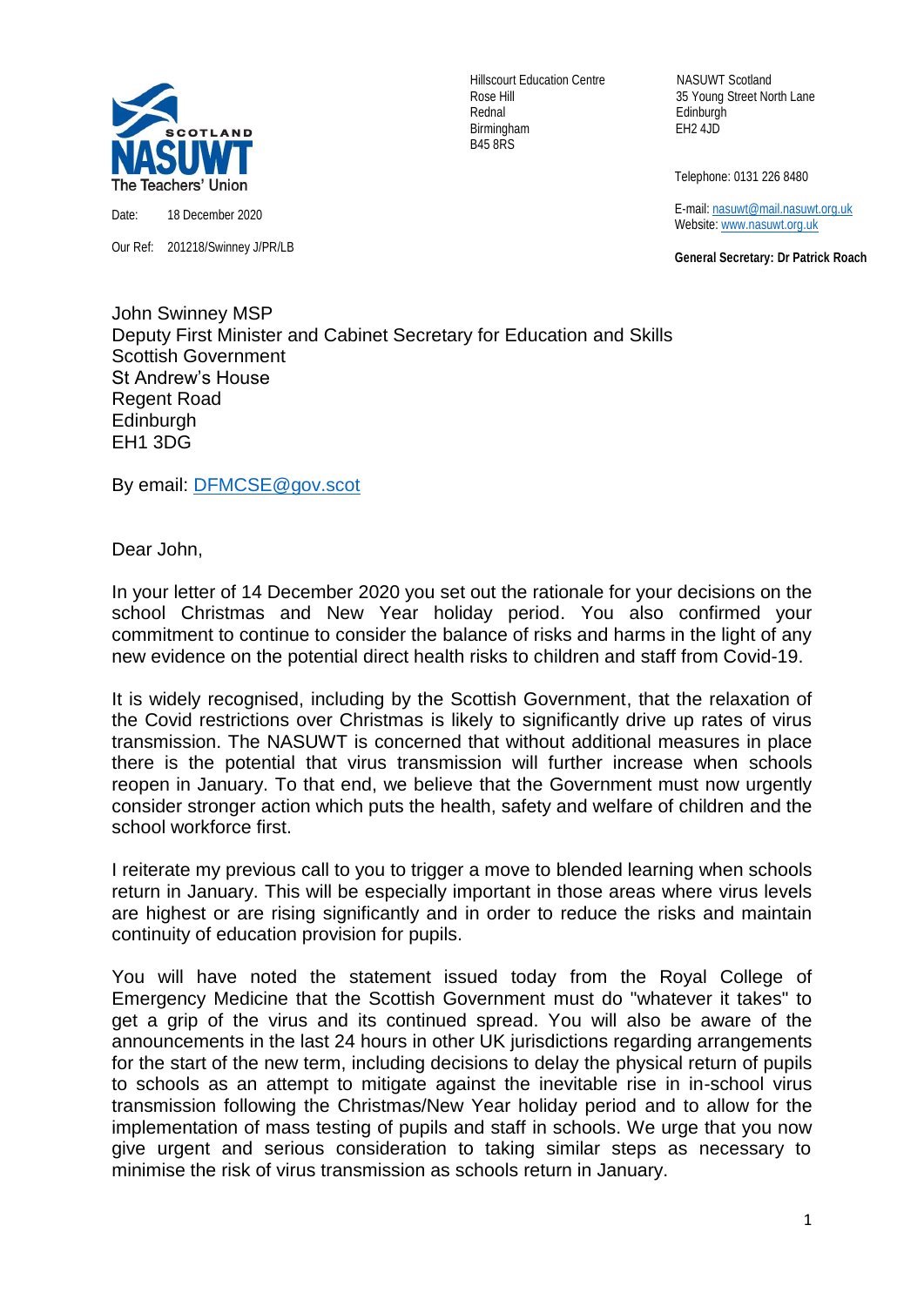SCOTLAND NASUWT The Teachers' Union

Hillscourt Education Centre
Rose Hill
Rednal
Birmingham
B45 8RS

NASUWT Scotland
35 Young Street North Lane
Edinburgh
EH2 4JD

Telephone: 0131 226 8480

E-mail: nasuwt@mail.nasuwt.org.uk
Website: www.nasuwt.org.uk

**General Secretary: Dr Patrick Roach**

Date: 18 December 2020

Our Ref: 201218/Swinney J/PR/LB

John Swinney MSP
Deputy First Minister and Cabinet Secretary for Education and Skills
Scottish Government
St Andrew's House
Regent Road
Edinburgh
EH1 3DG

By email: DFMCSE@gov.scot

Dear John,

In your letter of 14 December 2020 you set out the rationale for your decisions on the school Christmas and New Year holiday period. You also confirmed your commitment to continue to consider the balance of risks and harms in the light of any new evidence on the potential direct health risks to children and staff from Covid-19.

It is widely recognised, including by the Scottish Government, that the relaxation of the Covid restrictions over Christmas is likely to significantly drive up rates of virus transmission. The NASUWT is concerned that without additional measures in place there is the potential that virus transmission will further increase when schools reopen in January. To that end, we believe that the Government must now urgently consider stronger action which puts the health, safety and welfare of children and the school workforce first.

I reiterate my previous call to you to trigger a move to blended learning when schools return in January. This will be especially important in those areas where virus levels are highest or are rising significantly and in order to reduce the risks and maintain continuity of education provision for pupils.

You will have noted the statement issued today from the Royal College of Emergency Medicine that the Scottish Government must do "whatever it takes" to get a grip of the virus and its continued spread. You will also be aware of the announcements in the last 24 hours in other UK jurisdictions regarding arrangements for the start of the new term, including decisions to delay the physical return of pupils to schools as an attempt to mitigate against the inevitable rise in in-school virus transmission following the Christmas/New Year holiday period and to allow for the implementation of mass testing of pupils and staff in schools. We urge that you now give urgent and serious consideration to taking similar steps as necessary to minimise the risk of virus transmission as schools return in January.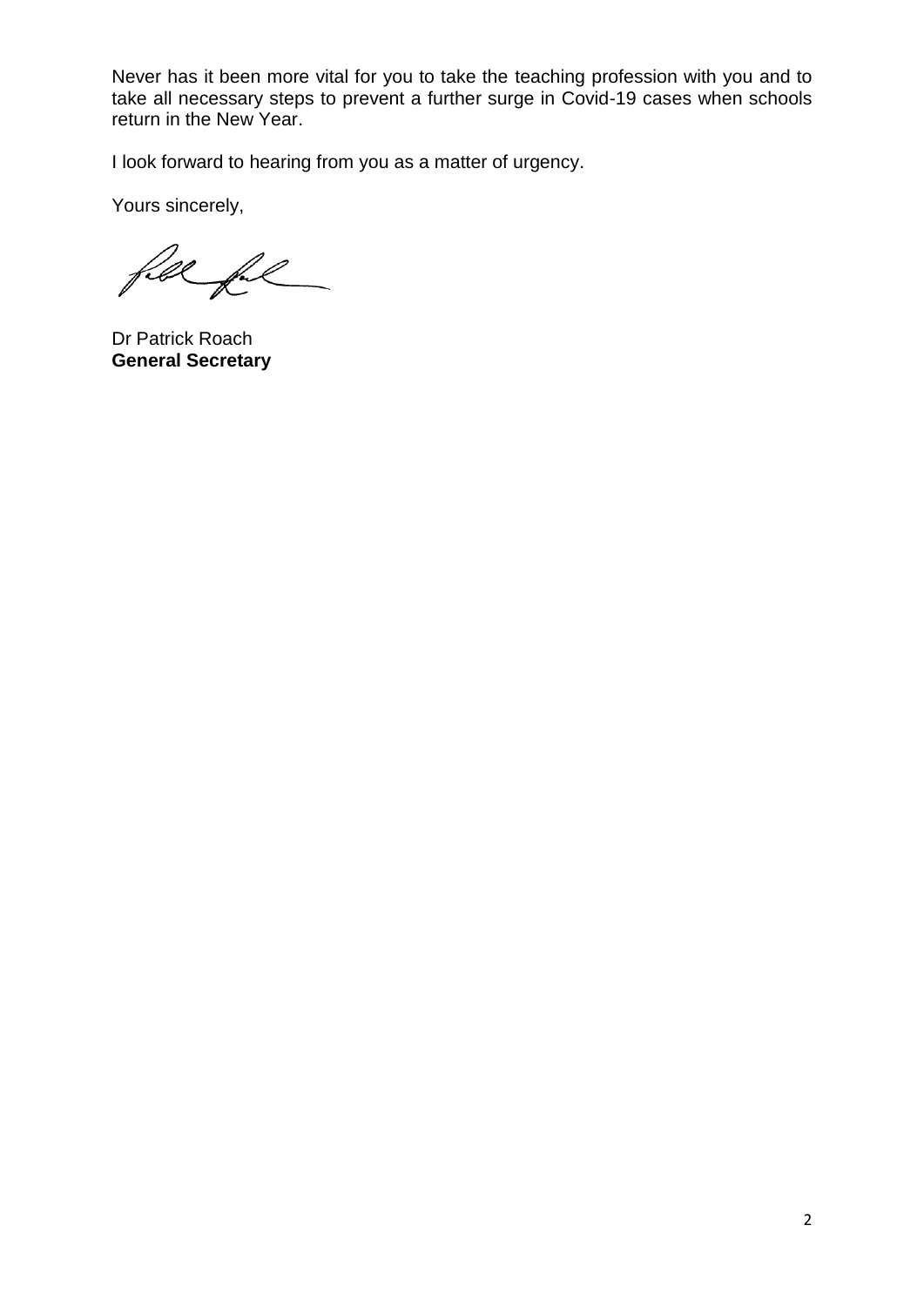Never has it been more vital for you to take the teaching profession with you and to take all necessary steps to prevent a further surge in Covid-19 cases when schools return in the New Year.

I look forward to hearing from you as a matter of urgency.

Yours sincerely,

Dr Patrick Roach
**General Secretary**